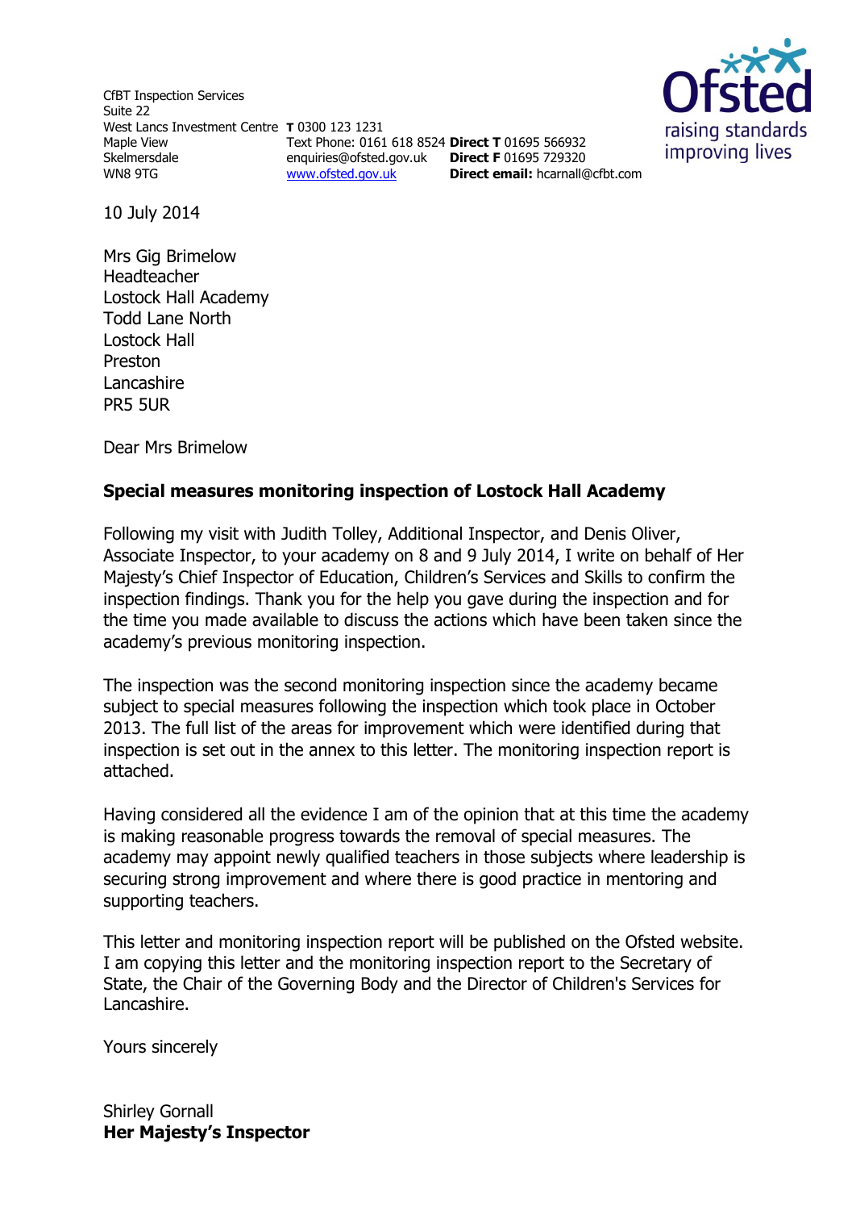CfBT Inspection Services
Suite 22
West Lancs Investment Centre
Maple View
Skelmersdale
WN8 9TG

**T** 0300 123 1231
Text Phone: 0161 618 8524
enquiries@ofsted.gov.uk
www.ofsted.gov.uk

**Direct T** 01695 566932
**Direct F** 01695 729320
**Direct email:** hcarnall@cfbt.com

Ofsted
raising standards
improving lives

10 July 2014

Mrs Gig Brimelow
Headteacher
Lostock Hall Academy
Todd Lane North
Lostock Hall
Preston
Lancashire
PR5 5UR

Dear Mrs Brimelow

**Special measures monitoring inspection of Lostock Hall Academy**

Following my visit with Judith Tolley, Additional Inspector, and Denis Oliver, Associate Inspector, to your academy on 8 and 9 July 2014, I write on behalf of Her Majesty's Chief Inspector of Education, Children's Services and Skills to confirm the inspection findings. Thank you for the help you gave during the inspection and for the time you made available to discuss the actions which have been taken since the academy's previous monitoring inspection.

The inspection was the second monitoring inspection since the academy became subject to special measures following the inspection which took place in October 2013. The full list of the areas for improvement which were identified during that inspection is set out in the annex to this letter. The monitoring inspection report is attached.

Having considered all the evidence I am of the opinion that at this time the academy is making reasonable progress towards the removal of special measures. The academy may appoint newly qualified teachers in those subjects where leadership is securing strong improvement and where there is good practice in mentoring and supporting teachers.

This letter and monitoring inspection report will be published on the Ofsted website. I am copying this letter and the monitoring inspection report to the Secretary of State, the Chair of the Governing Body and the Director of Children's Services for Lancashire.

Yours sincerely

Shirley Gornall
**Her Majesty's Inspector**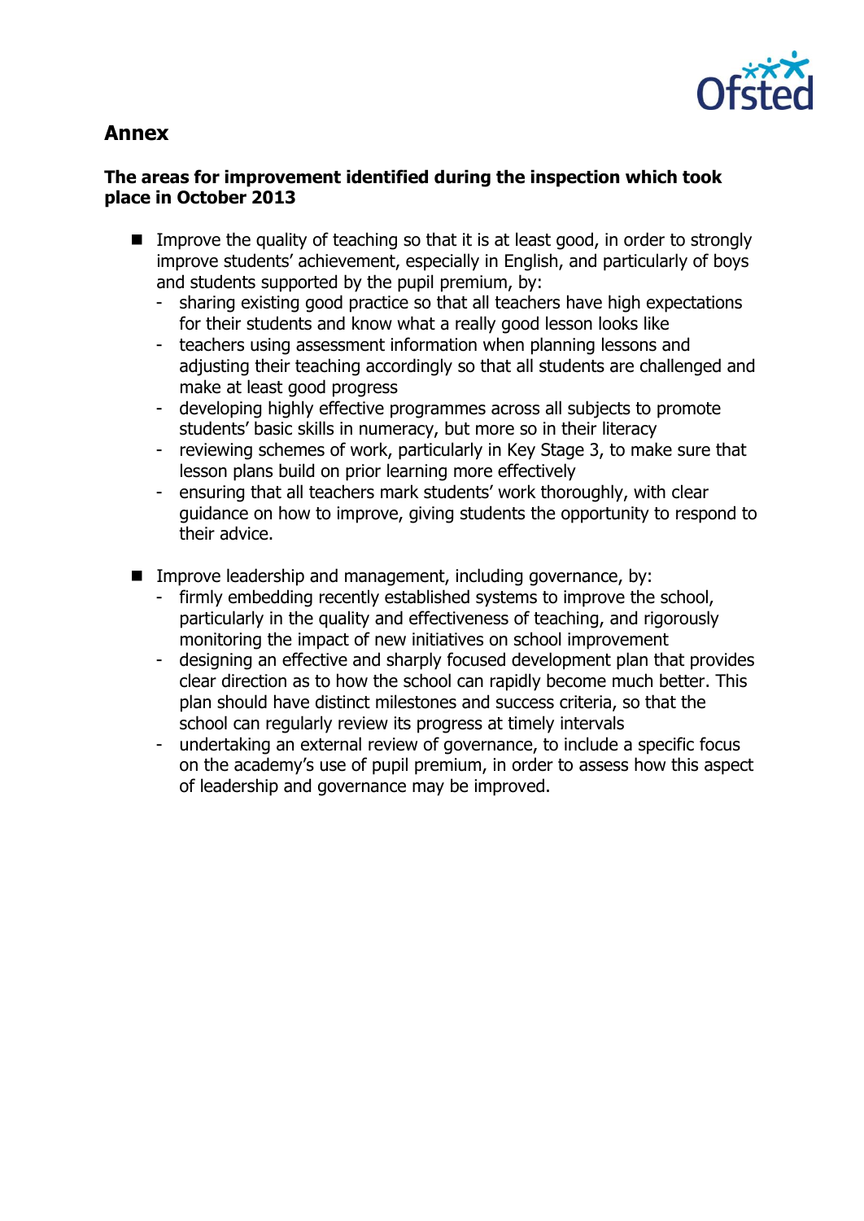## Annex

**The areas for improvement identified during the inspection which took place in October 2013**

- Improve the quality of teaching so that it is at least good, in order to strongly improve students' achievement, especially in English, and particularly of boys and students supported by the pupil premium, by:
  - sharing existing good practice so that all teachers have high expectations for their students and know what a really good lesson looks like
  - teachers using assessment information when planning lessons and adjusting their teaching accordingly so that all students are challenged and make at least good progress
  - developing highly effective programmes across all subjects to promote students' basic skills in numeracy, but more so in their literacy
  - reviewing schemes of work, particularly in Key Stage 3, to make sure that lesson plans build on prior learning more effectively
  - ensuring that all teachers mark students' work thoroughly, with clear guidance on how to improve, giving students the opportunity to respond to their advice.

- Improve leadership and management, including governance, by:
  - firmly embedding recently established systems to improve the school, particularly in the quality and effectiveness of teaching, and rigorously monitoring the impact of new initiatives on school improvement
  - designing an effective and sharply focused development plan that provides clear direction as to how the school can rapidly become much better. This plan should have distinct milestones and success criteria, so that the school can regularly review its progress at timely intervals
  - undertaking an external review of governance, to include a specific focus on the academy's use of pupil premium, in order to assess how this aspect of leadership and governance may be improved.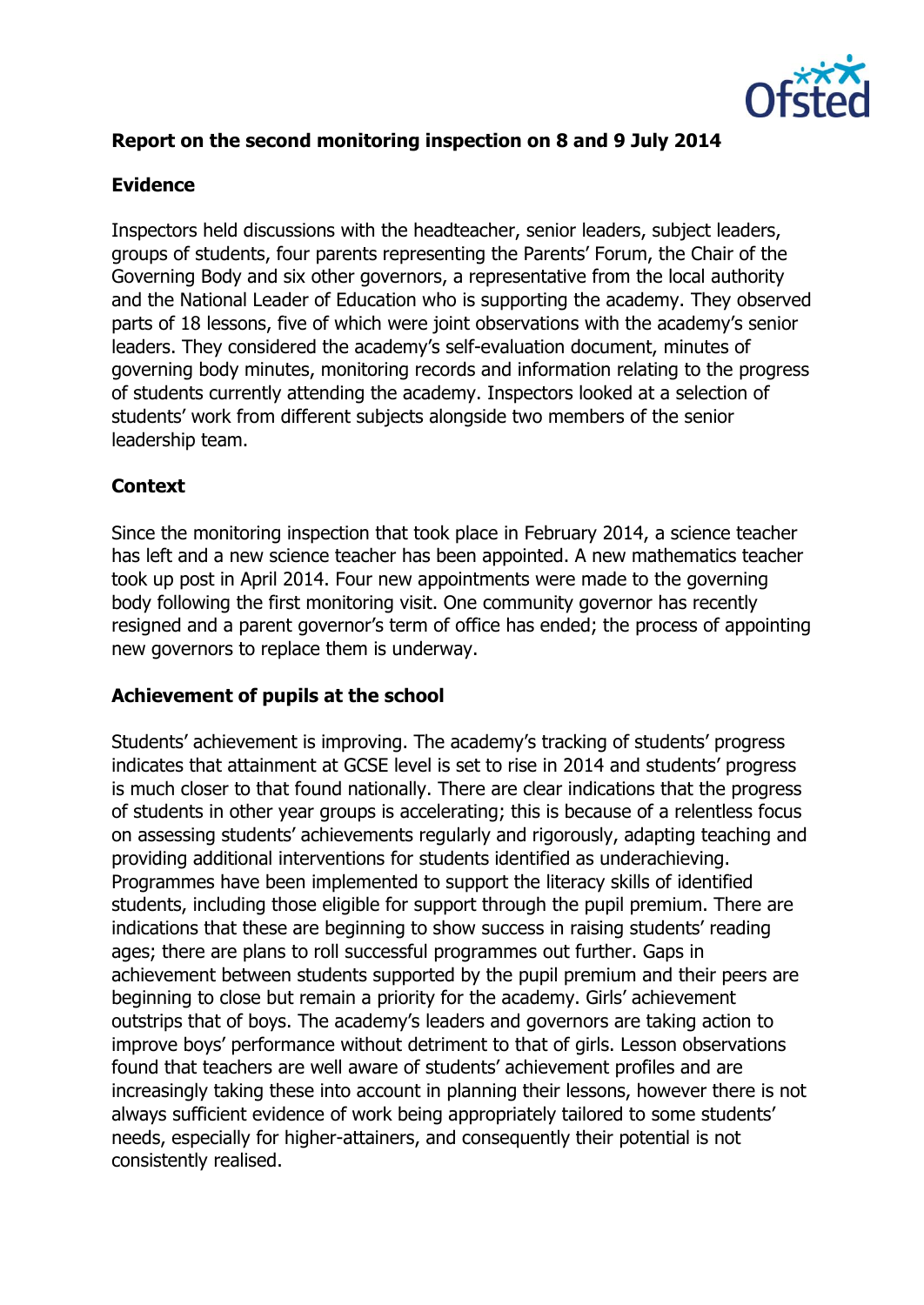**Report on the second monitoring inspection on 8 and 9 July 2014**

**Evidence**

Inspectors held discussions with the headteacher, senior leaders, subject leaders, groups of students, four parents representing the Parents' Forum, the Chair of the Governing Body and six other governors, a representative from the local authority and the National Leader of Education who is supporting the academy. They observed parts of 18 lessons, five of which were joint observations with the academy's senior leaders. They considered the academy's self-evaluation document, minutes of governing body minutes, monitoring records and information relating to the progress of students currently attending the academy. Inspectors looked at a selection of students' work from different subjects alongside two members of the senior leadership team.

**Context**

Since the monitoring inspection that took place in February 2014, a science teacher has left and a new science teacher has been appointed. A new mathematics teacher took up post in April 2014. Four new appointments were made to the governing body following the first monitoring visit. One community governor has recently resigned and a parent governor's term of office has ended; the process of appointing new governors to replace them is underway.

**Achievement of pupils at the school**

Students' achievement is improving. The academy's tracking of students' progress indicates that attainment at GCSE level is set to rise in 2014 and students' progress is much closer to that found nationally. There are clear indications that the progress of students in other year groups is accelerating; this is because of a relentless focus on assessing students' achievements regularly and rigorously, adapting teaching and providing additional interventions for students identified as underachieving. Programmes have been implemented to support the literacy skills of identified students, including those eligible for support through the pupil premium. There are indications that these are beginning to show success in raising students' reading ages; there are plans to roll successful programmes out further. Gaps in achievement between students supported by the pupil premium and their peers are beginning to close but remain a priority for the academy. Girls' achievement outstrips that of boys. The academy's leaders and governors are taking action to improve boys' performance without detriment to that of girls. Lesson observations found that teachers are well aware of students' achievement profiles and are increasingly taking these into account in planning their lessons, however there is not always sufficient evidence of work being appropriately tailored to some students' needs, especially for higher-attainers, and consequently their potential is not consistently realised.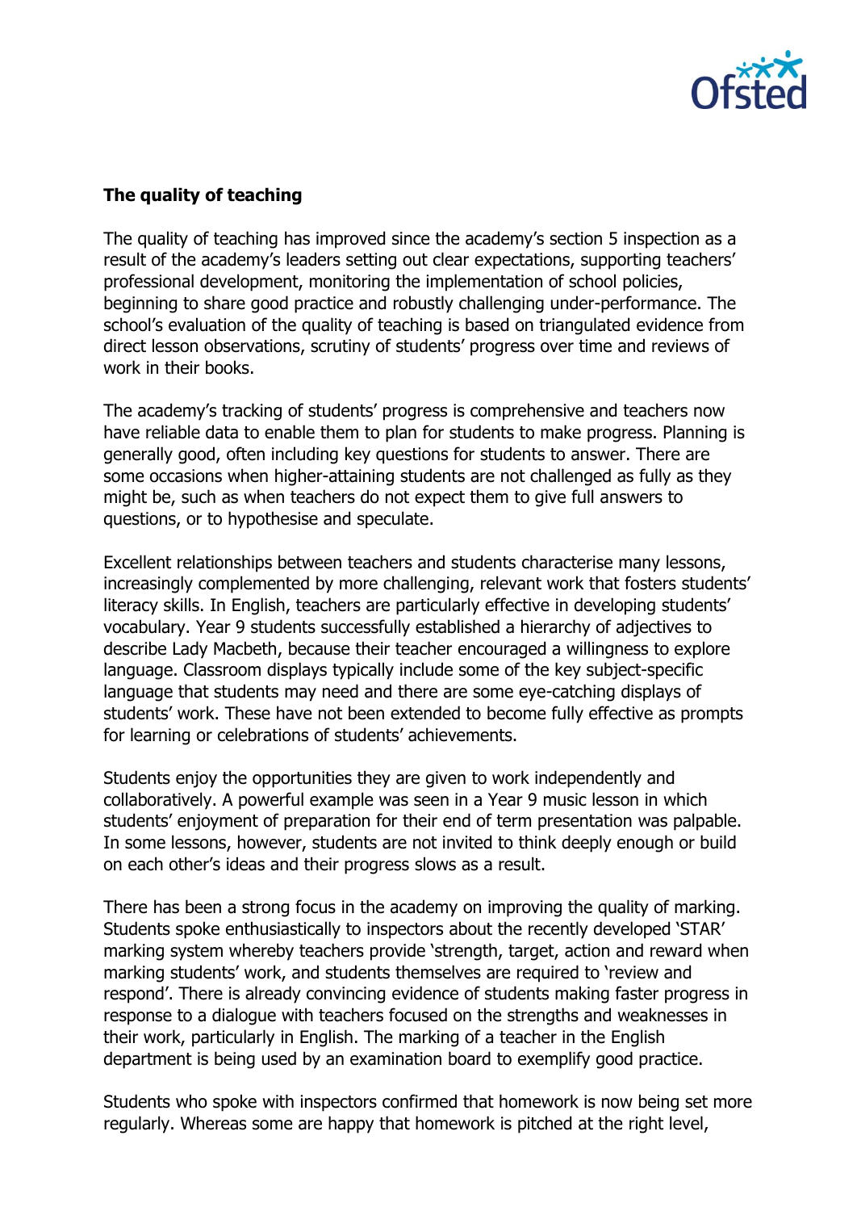**The quality of teaching**

The quality of teaching has improved since the academy's section 5 inspection as a result of the academy's leaders setting out clear expectations, supporting teachers' professional development, monitoring the implementation of school policies, beginning to share good practice and robustly challenging under-performance. The school's evaluation of the quality of teaching is based on triangulated evidence from direct lesson observations, scrutiny of students' progress over time and reviews of work in their books.

The academy's tracking of students' progress is comprehensive and teachers now have reliable data to enable them to plan for students to make progress. Planning is generally good, often including key questions for students to answer. There are some occasions when higher-attaining students are not challenged as fully as they might be, such as when teachers do not expect them to give full answers to questions, or to hypothesise and speculate.

Excellent relationships between teachers and students characterise many lessons, increasingly complemented by more challenging, relevant work that fosters students' literacy skills. In English, teachers are particularly effective in developing students' vocabulary. Year 9 students successfully established a hierarchy of adjectives to describe Lady Macbeth, because their teacher encouraged a willingness to explore language. Classroom displays typically include some of the key subject-specific language that students may need and there are some eye-catching displays of students' work. These have not been extended to become fully effective as prompts for learning or celebrations of students' achievements.

Students enjoy the opportunities they are given to work independently and collaboratively. A powerful example was seen in a Year 9 music lesson in which students' enjoyment of preparation for their end of term presentation was palpable. In some lessons, however, students are not invited to think deeply enough or build on each other's ideas and their progress slows as a result.

There has been a strong focus in the academy on improving the quality of marking. Students spoke enthusiastically to inspectors about the recently developed 'STAR' marking system whereby teachers provide 'strength, target, action and reward when marking students' work, and students themselves are required to 'review and respond'. There is already convincing evidence of students making faster progress in response to a dialogue with teachers focused on the strengths and weaknesses in their work, particularly in English. The marking of a teacher in the English department is being used by an examination board to exemplify good practice.

Students who spoke with inspectors confirmed that homework is now being set more regularly. Whereas some are happy that homework is pitched at the right level,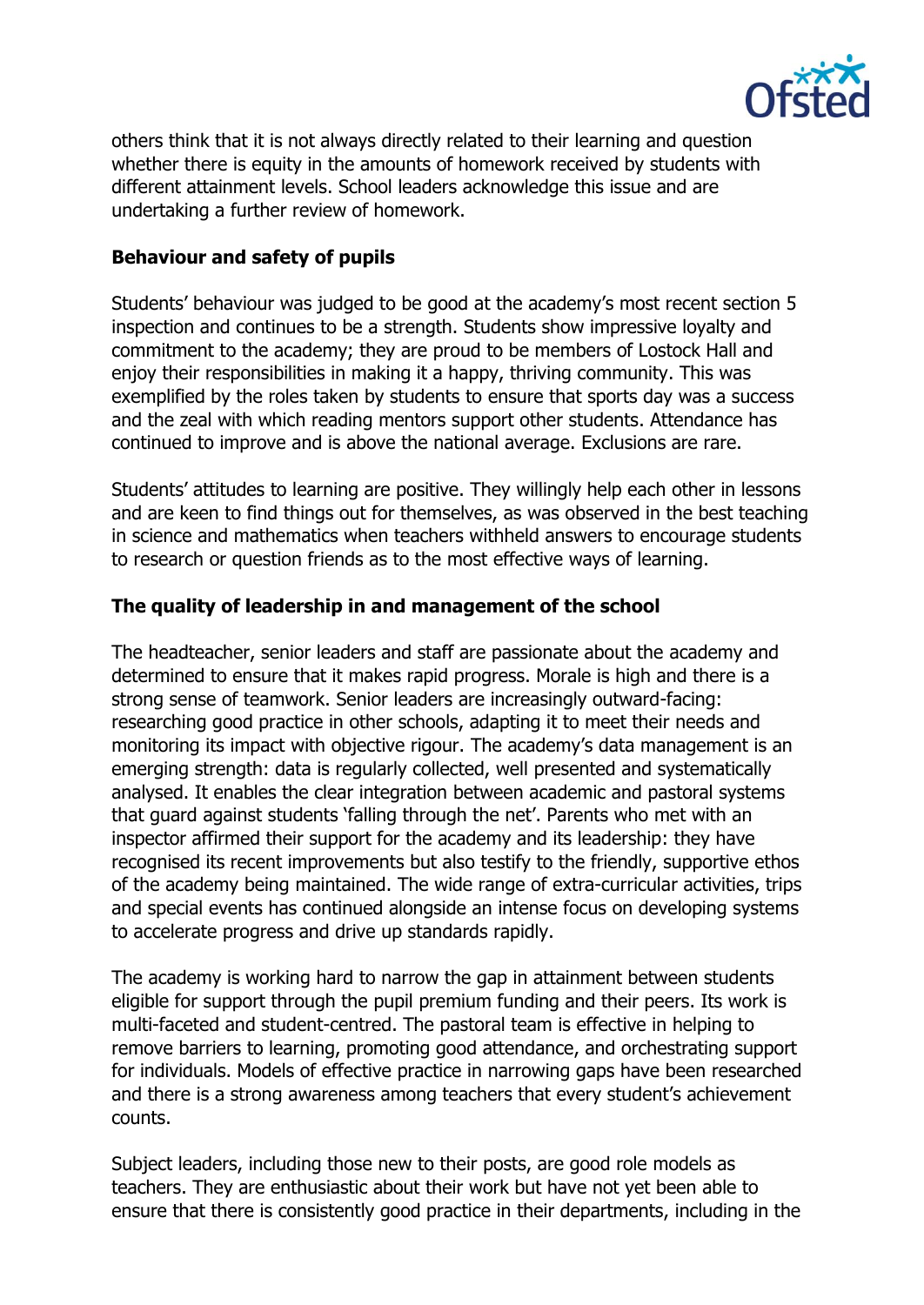others think that it is not always directly related to their learning and question whether there is equity in the amounts of homework received by students with different attainment levels. School leaders acknowledge this issue and are undertaking a further review of homework.

**Behaviour and safety of pupils**

Students' behaviour was judged to be good at the academy's most recent section 5 inspection and continues to be a strength. Students show impressive loyalty and commitment to the academy; they are proud to be members of Lostock Hall and enjoy their responsibilities in making it a happy, thriving community. This was exemplified by the roles taken by students to ensure that sports day was a success and the zeal with which reading mentors support other students. Attendance has continued to improve and is above the national average. Exclusions are rare.

Students' attitudes to learning are positive. They willingly help each other in lessons and are keen to find things out for themselves, as was observed in the best teaching in science and mathematics when teachers withheld answers to encourage students to research or question friends as to the most effective ways of learning.

**The quality of leadership in and management of the school**

The headteacher, senior leaders and staff are passionate about the academy and determined to ensure that it makes rapid progress. Morale is high and there is a strong sense of teamwork. Senior leaders are increasingly outward-facing: researching good practice in other schools, adapting it to meet their needs and monitoring its impact with objective rigour. The academy's data management is an emerging strength: data is regularly collected, well presented and systematically analysed. It enables the clear integration between academic and pastoral systems that guard against students 'falling through the net'. Parents who met with an inspector affirmed their support for the academy and its leadership: they have recognised its recent improvements but also testify to the friendly, supportive ethos of the academy being maintained. The wide range of extra-curricular activities, trips and special events has continued alongside an intense focus on developing systems to accelerate progress and drive up standards rapidly.

The academy is working hard to narrow the gap in attainment between students eligible for support through the pupil premium funding and their peers. Its work is multi-faceted and student-centred. The pastoral team is effective in helping to remove barriers to learning, promoting good attendance, and orchestrating support for individuals. Models of effective practice in narrowing gaps have been researched and there is a strong awareness among teachers that every student's achievement counts.

Subject leaders, including those new to their posts, are good role models as teachers. They are enthusiastic about their work but have not yet been able to ensure that there is consistently good practice in their departments, including in the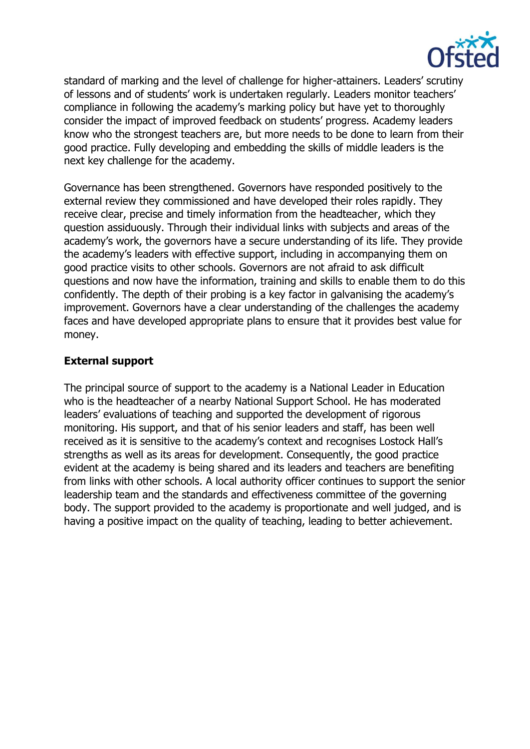standard of marking and the level of challenge for higher-attainers. Leaders' scrutiny of lessons and of students' work is undertaken regularly. Leaders monitor teachers' compliance in following the academy's marking policy but have yet to thoroughly consider the impact of improved feedback on students' progress. Academy leaders know who the strongest teachers are, but more needs to be done to learn from their good practice. Fully developing and embedding the skills of middle leaders is the next key challenge for the academy.

Governance has been strengthened. Governors have responded positively to the external review they commissioned and have developed their roles rapidly. They receive clear, precise and timely information from the headteacher, which they question assiduously. Through their individual links with subjects and areas of the academy's work, the governors have a secure understanding of its life. They provide the academy's leaders with effective support, including in accompanying them on good practice visits to other schools. Governors are not afraid to ask difficult questions and now have the information, training and skills to enable them to do this confidently. The depth of their probing is a key factor in galvanising the academy's improvement. Governors have a clear understanding of the challenges the academy faces and have developed appropriate plans to ensure that it provides best value for money.

**External support**

The principal source of support to the academy is a National Leader in Education who is the headteacher of a nearby National Support School. He has moderated leaders' evaluations of teaching and supported the development of rigorous monitoring. His support, and that of his senior leaders and staff, has been well received as it is sensitive to the academy's context and recognises Lostock Hall's strengths as well as its areas for development. Consequently, the good practice evident at the academy is being shared and its leaders and teachers are benefiting from links with other schools. A local authority officer continues to support the senior leadership team and the standards and effectiveness committee of the governing body. The support provided to the academy is proportionate and well judged, and is having a positive impact on the quality of teaching, leading to better achievement.